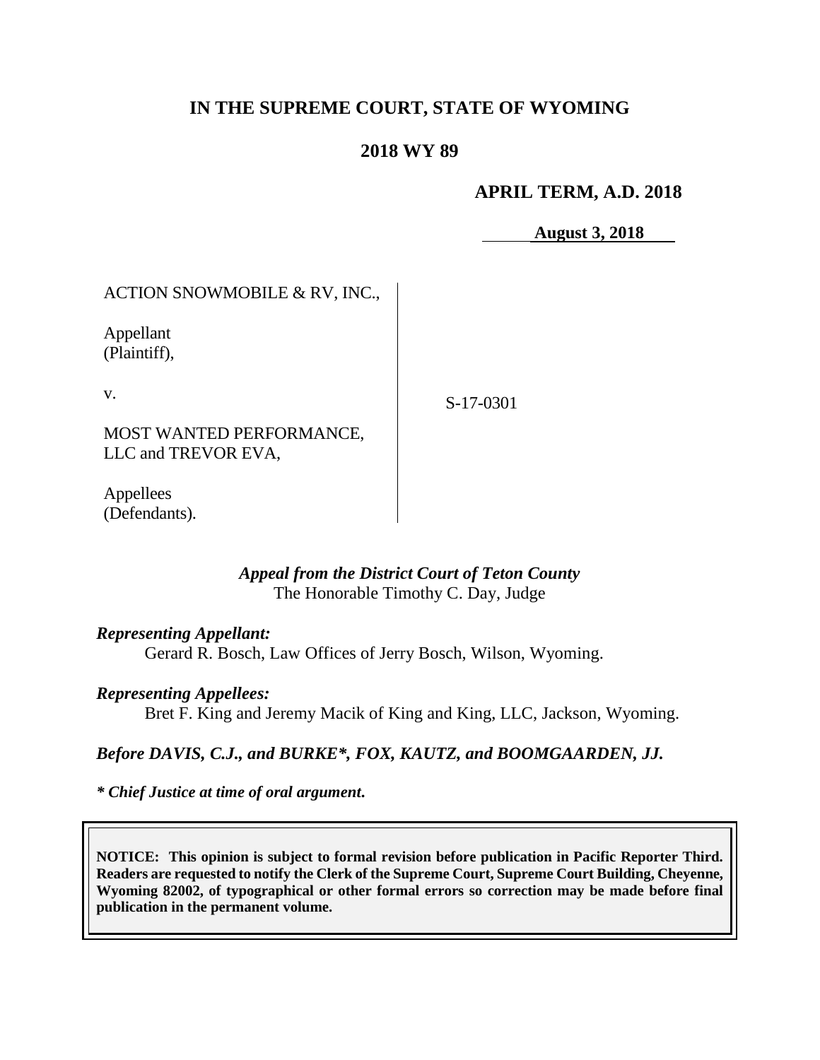# IN THE SUPREME COURT, STATE OF WYOMING

## 2018 WY 89

**APRIL TERM, A.D. 2018**

**August 3, 2018**

ACTION SNOWMOBILE & RV, INC.,

Appellant
(Plaintiff),

v.

MOST WANTED PERFORMANCE, LLC and TREVOR EVA,

Appellees
(Defendants).

S-17-0301

*Appeal from the District Court of Teton County*
The Honorable Timothy C. Day, Judge

***Representing Appellant:***
Gerard R. Bosch, Law Offices of Jerry Bosch, Wilson, Wyoming.

***Representing Appellees:***
Bret F. King and Jeremy Macik of King and King, LLC, Jackson, Wyoming.

***Before DAVIS, C.J., and BURKE\*, FOX, KAUTZ, and BOOMGAARDEN, JJ.***

***\* Chief Justice at time of oral argument.***

**NOTICE: This opinion is subject to formal revision before publication in Pacific Reporter Third. Readers are requested to notify the Clerk of the Supreme Court, Supreme Court Building, Cheyenne, Wyoming 82002, of typographical or other formal errors so correction may be made before final publication in the permanent volume.**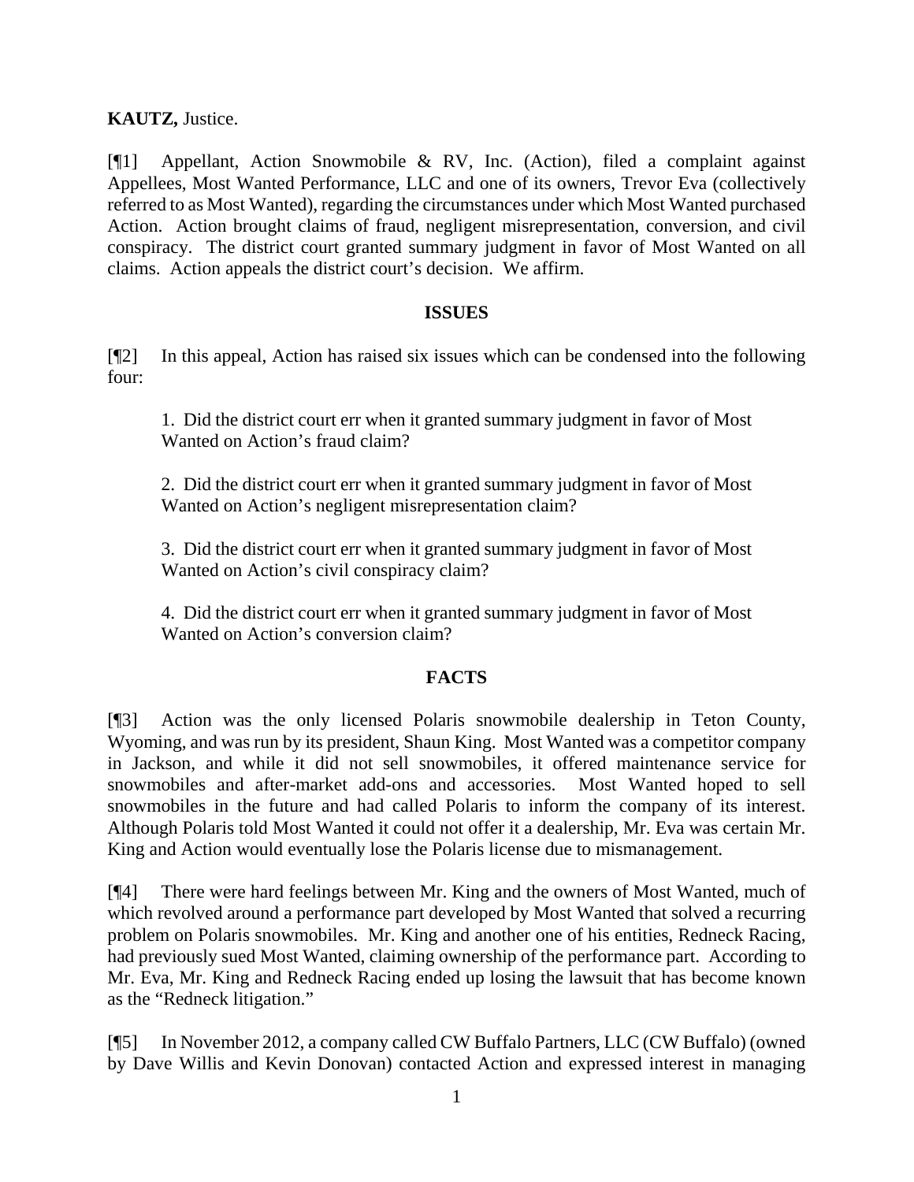**KAUTZ,** Justice.

[¶1] Appellant, Action Snowmobile & RV, Inc. (Action), filed a complaint against Appellees, Most Wanted Performance, LLC and one of its owners, Trevor Eva (collectively referred to as Most Wanted), regarding the circumstances under which Most Wanted purchased Action. Action brought claims of fraud, negligent misrepresentation, conversion, and civil conspiracy. The district court granted summary judgment in favor of Most Wanted on all claims. Action appeals the district court's decision. We affirm.

## ISSUES

[¶2] In this appeal, Action has raised six issues which can be condensed into the following four:

1. Did the district court err when it granted summary judgment in favor of Most Wanted on Action's fraud claim?

2. Did the district court err when it granted summary judgment in favor of Most Wanted on Action's negligent misrepresentation claim?

3. Did the district court err when it granted summary judgment in favor of Most Wanted on Action's civil conspiracy claim?

4. Did the district court err when it granted summary judgment in favor of Most Wanted on Action's conversion claim?

## FACTS

[¶3] Action was the only licensed Polaris snowmobile dealership in Teton County, Wyoming, and was run by its president, Shaun King. Most Wanted was a competitor company in Jackson, and while it did not sell snowmobiles, it offered maintenance service for snowmobiles and after-market add-ons and accessories. Most Wanted hoped to sell snowmobiles in the future and had called Polaris to inform the company of its interest. Although Polaris told Most Wanted it could not offer it a dealership, Mr. Eva was certain Mr. King and Action would eventually lose the Polaris license due to mismanagement.

[¶4] There were hard feelings between Mr. King and the owners of Most Wanted, much of which revolved around a performance part developed by Most Wanted that solved a recurring problem on Polaris snowmobiles. Mr. King and another one of his entities, Redneck Racing, had previously sued Most Wanted, claiming ownership of the performance part. According to Mr. Eva, Mr. King and Redneck Racing ended up losing the lawsuit that has become known as the "Redneck litigation."

[¶5] In November 2012, a company called CW Buffalo Partners, LLC (CW Buffalo) (owned by Dave Willis and Kevin Donovan) contacted Action and expressed interest in managing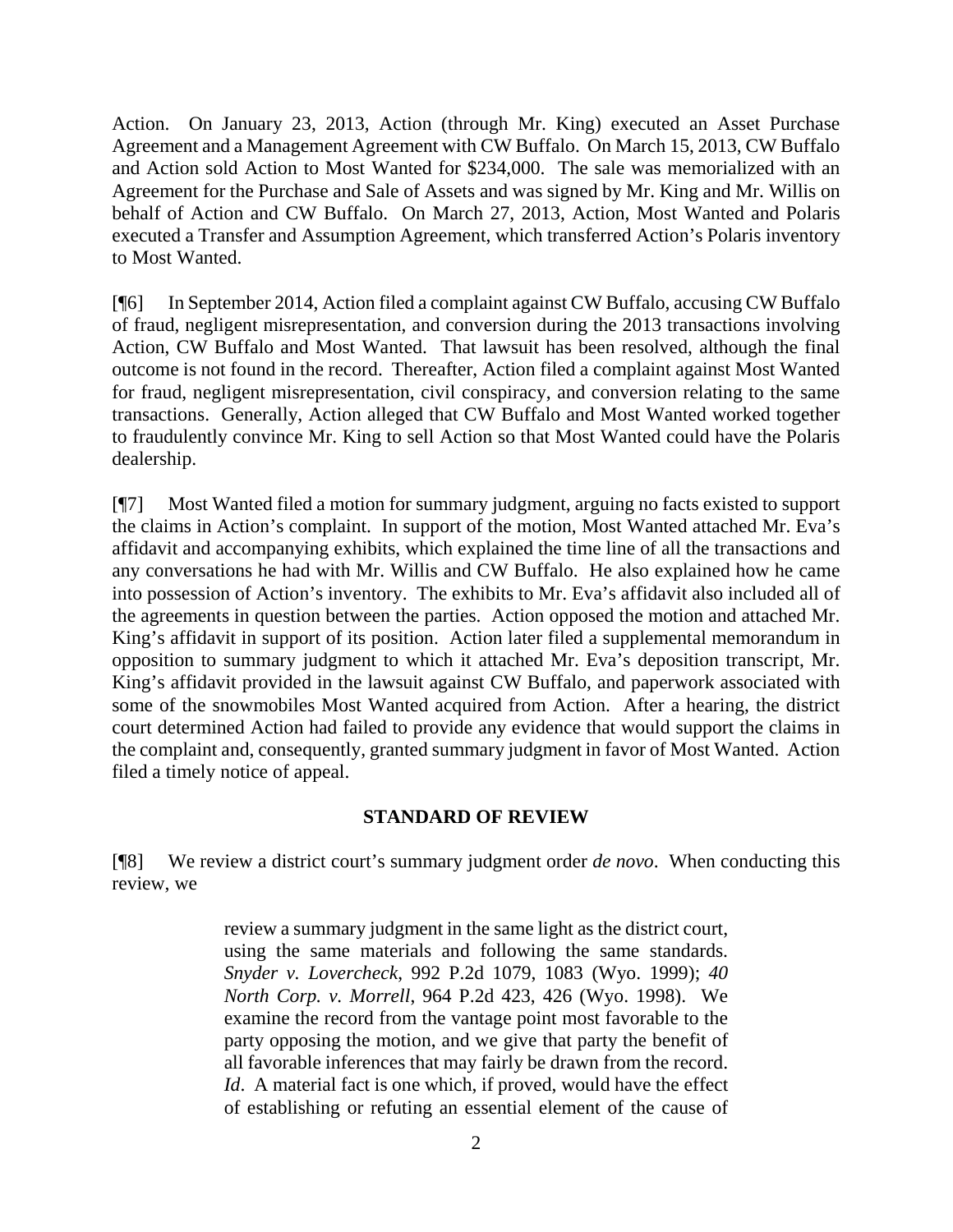Action. On January 23, 2013, Action (through Mr. King) executed an Asset Purchase Agreement and a Management Agreement with CW Buffalo. On March 15, 2013, CW Buffalo and Action sold Action to Most Wanted for $234,000. The sale was memorialized with an Agreement for the Purchase and Sale of Assets and was signed by Mr. King and Mr. Willis on behalf of Action and CW Buffalo. On March 27, 2013, Action, Most Wanted and Polaris executed a Transfer and Assumption Agreement, which transferred Action's Polaris inventory to Most Wanted.

[¶6] In September 2014, Action filed a complaint against CW Buffalo, accusing CW Buffalo of fraud, negligent misrepresentation, and conversion during the 2013 transactions involving Action, CW Buffalo and Most Wanted. That lawsuit has been resolved, although the final outcome is not found in the record. Thereafter, Action filed a complaint against Most Wanted for fraud, negligent misrepresentation, civil conspiracy, and conversion relating to the same transactions. Generally, Action alleged that CW Buffalo and Most Wanted worked together to fraudulently convince Mr. King to sell Action so that Most Wanted could have the Polaris dealership.

[¶7] Most Wanted filed a motion for summary judgment, arguing no facts existed to support the claims in Action's complaint. In support of the motion, Most Wanted attached Mr. Eva's affidavit and accompanying exhibits, which explained the time line of all the transactions and any conversations he had with Mr. Willis and CW Buffalo. He also explained how he came into possession of Action's inventory. The exhibits to Mr. Eva's affidavit also included all of the agreements in question between the parties. Action opposed the motion and attached Mr. King's affidavit in support of its position. Action later filed a supplemental memorandum in opposition to summary judgment to which it attached Mr. Eva's deposition transcript, Mr. King's affidavit provided in the lawsuit against CW Buffalo, and paperwork associated with some of the snowmobiles Most Wanted acquired from Action. After a hearing, the district court determined Action had failed to provide any evidence that would support the claims in the complaint and, consequently, granted summary judgment in favor of Most Wanted. Action filed a timely notice of appeal.

## STANDARD OF REVIEW

[¶8] We review a district court's summary judgment order *de novo*. When conducting this review, we

> review a summary judgment in the same light as the district court, using the same materials and following the same standards. *Snyder v. Lovercheck*, 992 P.2d 1079, 1083 (Wyo. 1999); *40 North Corp. v. Morrell*, 964 P.2d 423, 426 (Wyo. 1998). We examine the record from the vantage point most favorable to the party opposing the motion, and we give that party the benefit of all favorable inferences that may fairly be drawn from the record. *Id*. A material fact is one which, if proved, would have the effect of establishing or refuting an essential element of the cause of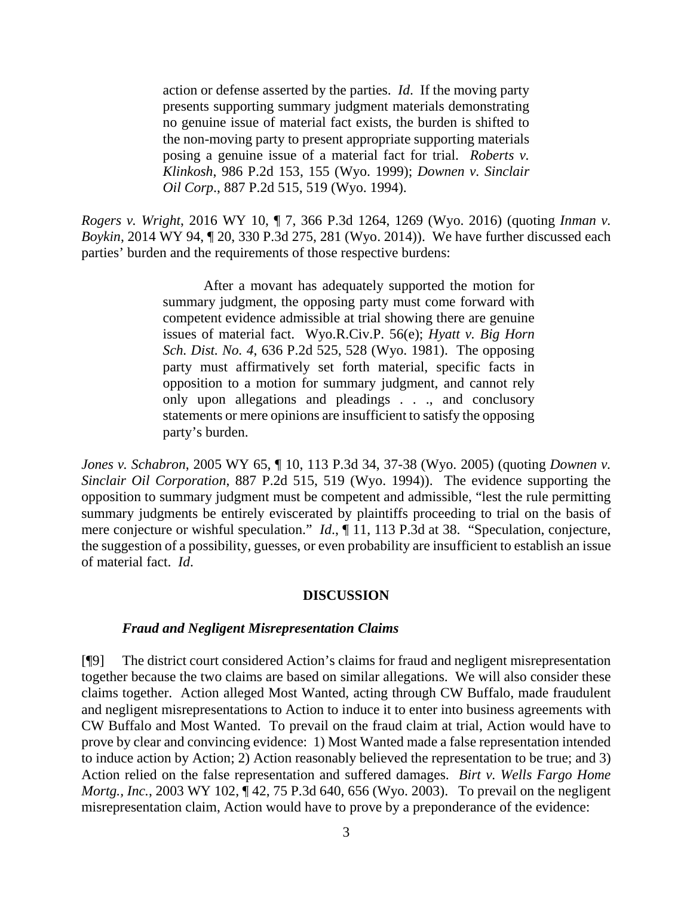> action or defense asserted by the parties. *Id*. If the moving party presents supporting summary judgment materials demonstrating no genuine issue of material fact exists, the burden is shifted to the non-moving party to present appropriate supporting materials posing a genuine issue of a material fact for trial. *Roberts v. Klinkosh*, 986 P.2d 153, 155 (Wyo. 1999); *Downen v. Sinclair Oil Corp*., 887 P.2d 515, 519 (Wyo. 1994).

*Rogers v. Wright*, 2016 WY 10, ¶ 7, 366 P.3d 1264, 1269 (Wyo. 2016) (quoting *Inman v. Boykin*, 2014 WY 94, ¶ 20, 330 P.3d 275, 281 (Wyo. 2014)). We have further discussed each parties' burden and the requirements of those respective burdens:

> After a movant has adequately supported the motion for summary judgment, the opposing party must come forward with competent evidence admissible at trial showing there are genuine issues of material fact. Wyo.R.Civ.P. 56(e); *Hyatt v. Big Horn Sch. Dist. No. 4*, 636 P.2d 525, 528 (Wyo. 1981). The opposing party must affirmatively set forth material, specific facts in opposition to a motion for summary judgment, and cannot rely only upon allegations and pleadings . . ., and conclusory statements or mere opinions are insufficient to satisfy the opposing party's burden.

*Jones v. Schabron*, 2005 WY 65, ¶ 10, 113 P.3d 34, 37-38 (Wyo. 2005) (quoting *Downen v. Sinclair Oil Corporation*, 887 P.2d 515, 519 (Wyo. 1994)). The evidence supporting the opposition to summary judgment must be competent and admissible, "lest the rule permitting summary judgments be entirely eviscerated by plaintiffs proceeding to trial on the basis of mere conjecture or wishful speculation." *Id*., ¶ 11, 113 P.3d at 38. "Speculation, conjecture, the suggestion of a possibility, guesses, or even probability are insufficient to establish an issue of material fact. *Id*.

## DISCUSSION

### *Fraud and Negligent Misrepresentation Claims*

[¶9] The district court considered Action's claims for fraud and negligent misrepresentation together because the two claims are based on similar allegations. We will also consider these claims together. Action alleged Most Wanted, acting through CW Buffalo, made fraudulent and negligent misrepresentations to Action to induce it to enter into business agreements with CW Buffalo and Most Wanted. To prevail on the fraud claim at trial, Action would have to prove by clear and convincing evidence: 1) Most Wanted made a false representation intended to induce action by Action; 2) Action reasonably believed the representation to be true; and 3) Action relied on the false representation and suffered damages. *Birt v. Wells Fargo Home Mortg., Inc.*, 2003 WY 102, ¶ 42, 75 P.3d 640, 656 (Wyo. 2003). To prevail on the negligent misrepresentation claim, Action would have to prove by a preponderance of the evidence: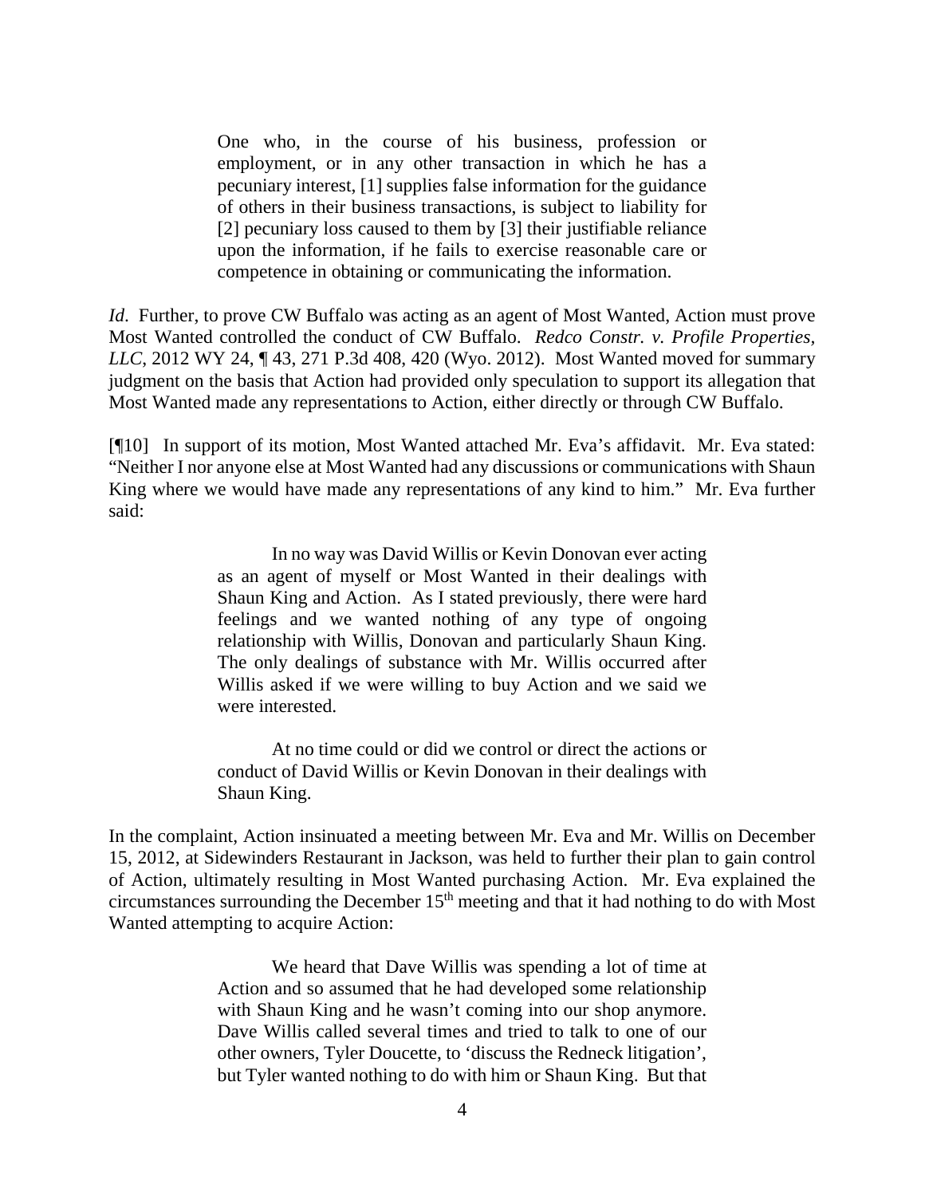> One who, in the course of his business, profession or employment, or in any other transaction in which he has a pecuniary interest, [1] supplies false information for the guidance of others in their business transactions, is subject to liability for [2] pecuniary loss caused to them by [3] their justifiable reliance upon the information, if he fails to exercise reasonable care or competence in obtaining or communicating the information.

*Id*. Further, to prove CW Buffalo was acting as an agent of Most Wanted, Action must prove Most Wanted controlled the conduct of CW Buffalo. *Redco Constr. v. Profile Properties, LLC*, 2012 WY 24, ¶ 43, 271 P.3d 408, 420 (Wyo. 2012). Most Wanted moved for summary judgment on the basis that Action had provided only speculation to support its allegation that Most Wanted made any representations to Action, either directly or through CW Buffalo.

[¶10] In support of its motion, Most Wanted attached Mr. Eva's affidavit. Mr. Eva stated: "Neither I nor anyone else at Most Wanted had any discussions or communications with Shaun King where we would have made any representations of any kind to him." Mr. Eva further said:

> In no way was David Willis or Kevin Donovan ever acting as an agent of myself or Most Wanted in their dealings with Shaun King and Action. As I stated previously, there were hard feelings and we wanted nothing of any type of ongoing relationship with Willis, Donovan and particularly Shaun King. The only dealings of substance with Mr. Willis occurred after Willis asked if we were willing to buy Action and we said we were interested.
>
> At no time could or did we control or direct the actions or conduct of David Willis or Kevin Donovan in their dealings with Shaun King.

In the complaint, Action insinuated a meeting between Mr. Eva and Mr. Willis on December 15, 2012, at Sidewinders Restaurant in Jackson, was held to further their plan to gain control of Action, ultimately resulting in Most Wanted purchasing Action. Mr. Eva explained the circumstances surrounding the December 15th meeting and that it had nothing to do with Most Wanted attempting to acquire Action:

> We heard that Dave Willis was spending a lot of time at Action and so assumed that he had developed some relationship with Shaun King and he wasn't coming into our shop anymore. Dave Willis called several times and tried to talk to one of our other owners, Tyler Doucette, to 'discuss the Redneck litigation', but Tyler wanted nothing to do with him or Shaun King. But that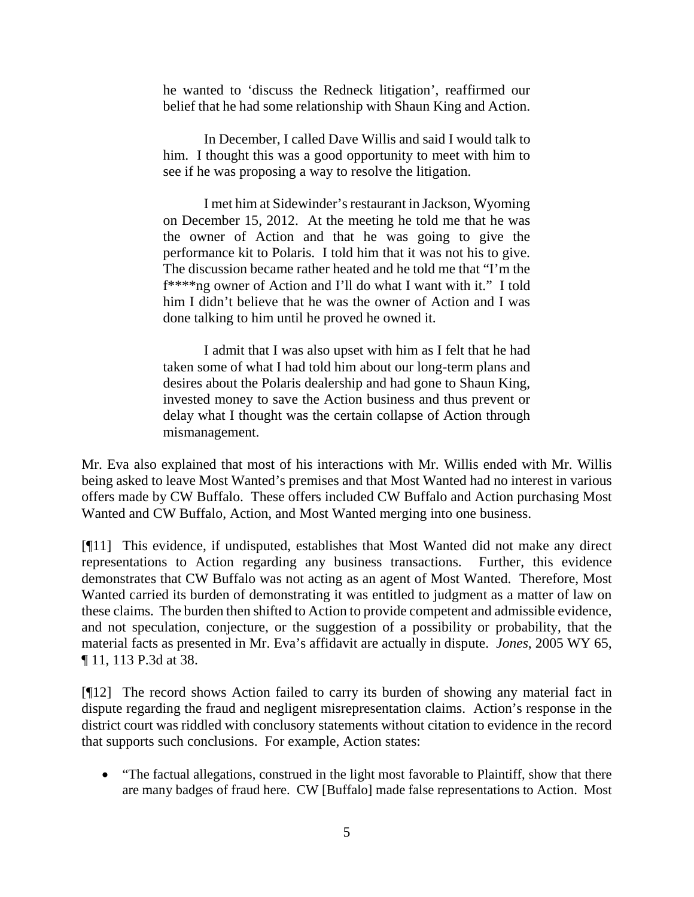> he wanted to 'discuss the Redneck litigation', reaffirmed our belief that he had some relationship with Shaun King and Action.
>
> In December, I called Dave Willis and said I would talk to him. I thought this was a good opportunity to meet with him to see if he was proposing a way to resolve the litigation.
>
> I met him at Sidewinder's restaurant in Jackson, Wyoming on December 15, 2012. At the meeting he told me that he was the owner of Action and that he was going to give the performance kit to Polaris. I told him that it was not his to give. The discussion became rather heated and he told me that "I'm the f****ng owner of Action and I'll do what I want with it." I told him I didn't believe that he was the owner of Action and I was done talking to him until he proved he owned it.
>
> I admit that I was also upset with him as I felt that he had taken some of what I had told him about our long-term plans and desires about the Polaris dealership and had gone to Shaun King, invested money to save the Action business and thus prevent or delay what I thought was the certain collapse of Action through mismanagement.

Mr. Eva also explained that most of his interactions with Mr. Willis ended with Mr. Willis being asked to leave Most Wanted's premises and that Most Wanted had no interest in various offers made by CW Buffalo. These offers included CW Buffalo and Action purchasing Most Wanted and CW Buffalo, Action, and Most Wanted merging into one business.

[¶11] This evidence, if undisputed, establishes that Most Wanted did not make any direct representations to Action regarding any business transactions. Further, this evidence demonstrates that CW Buffalo was not acting as an agent of Most Wanted. Therefore, Most Wanted carried its burden of demonstrating it was entitled to judgment as a matter of law on these claims. The burden then shifted to Action to provide competent and admissible evidence, and not speculation, conjecture, or the suggestion of a possibility or probability, that the material facts as presented in Mr. Eva's affidavit are actually in dispute. *Jones*, 2005 WY 65, ¶ 11, 113 P.3d at 38.

[¶12] The record shows Action failed to carry its burden of showing any material fact in dispute regarding the fraud and negligent misrepresentation claims. Action's response in the district court was riddled with conclusory statements without citation to evidence in the record that supports such conclusions. For example, Action states:

- "The factual allegations, construed in the light most favorable to Plaintiff, show that there are many badges of fraud here. CW [Buffalo] made false representations to Action. Most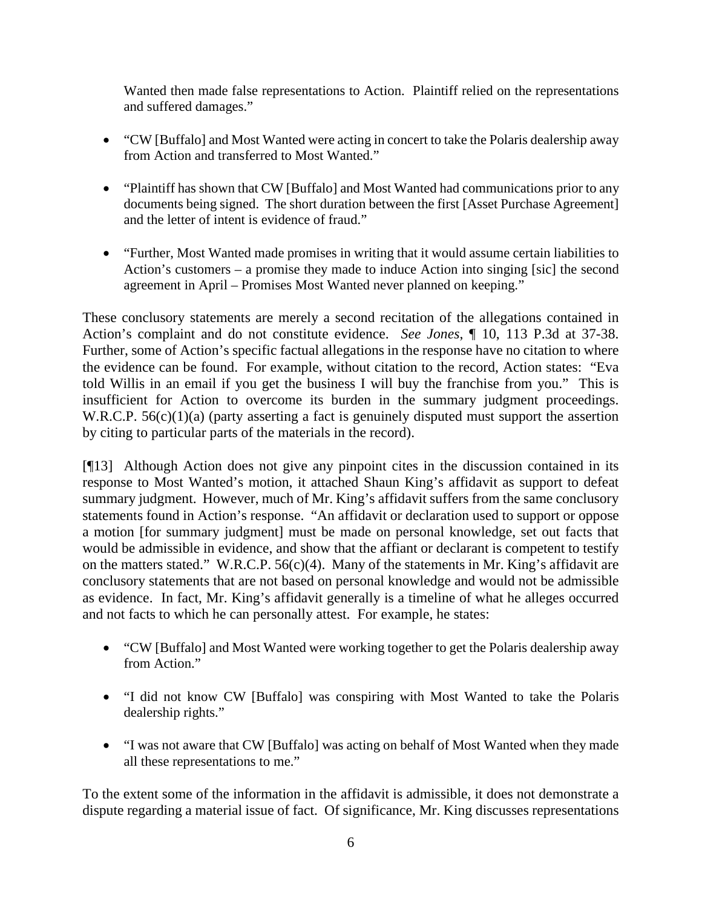Wanted then made false representations to Action. Plaintiff relied on the representations and suffered damages."

- "CW [Buffalo] and Most Wanted were acting in concert to take the Polaris dealership away from Action and transferred to Most Wanted."
- "Plaintiff has shown that CW [Buffalo] and Most Wanted had communications prior to any documents being signed. The short duration between the first [Asset Purchase Agreement] and the letter of intent is evidence of fraud."
- "Further, Most Wanted made promises in writing that it would assume certain liabilities to Action's customers – a promise they made to induce Action into singing [sic] the second agreement in April – Promises Most Wanted never planned on keeping."

These conclusory statements are merely a second recitation of the allegations contained in Action's complaint and do not constitute evidence. *See Jones*, ¶ 10, 113 P.3d at 37-38. Further, some of Action's specific factual allegations in the response have no citation to where the evidence can be found. For example, without citation to the record, Action states: "Eva told Willis in an email if you get the business I will buy the franchise from you." This is insufficient for Action to overcome its burden in the summary judgment proceedings. W.R.C.P. 56(c)(1)(a) (party asserting a fact is genuinely disputed must support the assertion by citing to particular parts of the materials in the record).

[¶13] Although Action does not give any pinpoint cites in the discussion contained in its response to Most Wanted's motion, it attached Shaun King's affidavit as support to defeat summary judgment. However, much of Mr. King's affidavit suffers from the same conclusory statements found in Action's response. "An affidavit or declaration used to support or oppose a motion [for summary judgment] must be made on personal knowledge, set out facts that would be admissible in evidence, and show that the affiant or declarant is competent to testify on the matters stated." W.R.C.P. 56(c)(4). Many of the statements in Mr. King's affidavit are conclusory statements that are not based on personal knowledge and would not be admissible as evidence. In fact, Mr. King's affidavit generally is a timeline of what he alleges occurred and not facts to which he can personally attest. For example, he states:

- "CW [Buffalo] and Most Wanted were working together to get the Polaris dealership away from Action."
- "I did not know CW [Buffalo] was conspiring with Most Wanted to take the Polaris dealership rights."
- "I was not aware that CW [Buffalo] was acting on behalf of Most Wanted when they made all these representations to me."

To the extent some of the information in the affidavit is admissible, it does not demonstrate a dispute regarding a material issue of fact. Of significance, Mr. King discusses representations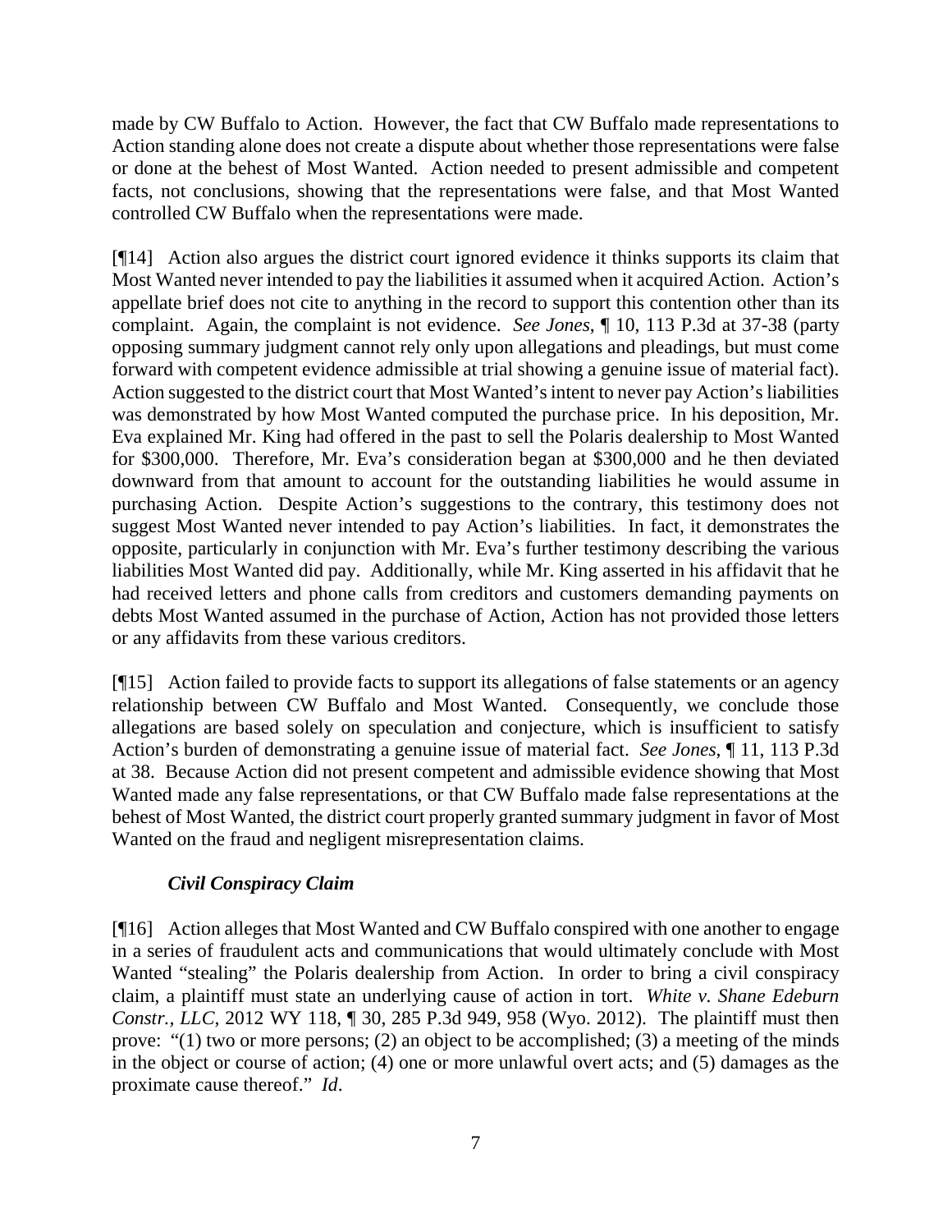made by CW Buffalo to Action. However, the fact that CW Buffalo made representations to Action standing alone does not create a dispute about whether those representations were false or done at the behest of Most Wanted. Action needed to present admissible and competent facts, not conclusions, showing that the representations were false, and that Most Wanted controlled CW Buffalo when the representations were made.

[¶14] Action also argues the district court ignored evidence it thinks supports its claim that Most Wanted never intended to pay the liabilities it assumed when it acquired Action. Action's appellate brief does not cite to anything in the record to support this contention other than its complaint. Again, the complaint is not evidence. *See Jones*, ¶ 10, 113 P.3d at 37-38 (party opposing summary judgment cannot rely only upon allegations and pleadings, but must come forward with competent evidence admissible at trial showing a genuine issue of material fact). Action suggested to the district court that Most Wanted's intent to never pay Action's liabilities was demonstrated by how Most Wanted computed the purchase price. In his deposition, Mr. Eva explained Mr. King had offered in the past to sell the Polaris dealership to Most Wanted for $300,000. Therefore, Mr. Eva's consideration began at $300,000 and he then deviated downward from that amount to account for the outstanding liabilities he would assume in purchasing Action. Despite Action's suggestions to the contrary, this testimony does not suggest Most Wanted never intended to pay Action's liabilities. In fact, it demonstrates the opposite, particularly in conjunction with Mr. Eva's further testimony describing the various liabilities Most Wanted did pay. Additionally, while Mr. King asserted in his affidavit that he had received letters and phone calls from creditors and customers demanding payments on debts Most Wanted assumed in the purchase of Action, Action has not provided those letters or any affidavits from these various creditors.

[¶15] Action failed to provide facts to support its allegations of false statements or an agency relationship between CW Buffalo and Most Wanted. Consequently, we conclude those allegations are based solely on speculation and conjecture, which is insufficient to satisfy Action's burden of demonstrating a genuine issue of material fact. *See Jones*, ¶ 11, 113 P.3d at 38. Because Action did not present competent and admissible evidence showing that Most Wanted made any false representations, or that CW Buffalo made false representations at the behest of Most Wanted, the district court properly granted summary judgment in favor of Most Wanted on the fraud and negligent misrepresentation claims.

### *Civil Conspiracy Claim*

[¶16] Action alleges that Most Wanted and CW Buffalo conspired with one another to engage in a series of fraudulent acts and communications that would ultimately conclude with Most Wanted "stealing" the Polaris dealership from Action. In order to bring a civil conspiracy claim, a plaintiff must state an underlying cause of action in tort. *White v. Shane Edeburn Constr., LLC*, 2012 WY 118, ¶ 30, 285 P.3d 949, 958 (Wyo. 2012). The plaintiff must then prove: "(1) two or more persons; (2) an object to be accomplished; (3) a meeting of the minds in the object or course of action; (4) one or more unlawful overt acts; and (5) damages as the proximate cause thereof." *Id*.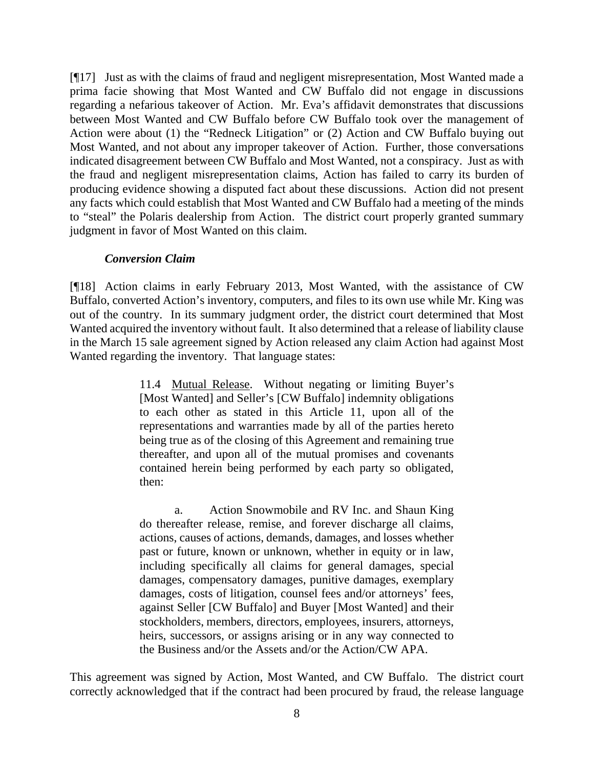[¶17] Just as with the claims of fraud and negligent misrepresentation, Most Wanted made a prima facie showing that Most Wanted and CW Buffalo did not engage in discussions regarding a nefarious takeover of Action. Mr. Eva's affidavit demonstrates that discussions between Most Wanted and CW Buffalo before CW Buffalo took over the management of Action were about (1) the "Redneck Litigation" or (2) Action and CW Buffalo buying out Most Wanted, and not about any improper takeover of Action. Further, those conversations indicated disagreement between CW Buffalo and Most Wanted, not a conspiracy. Just as with the fraud and negligent misrepresentation claims, Action has failed to carry its burden of producing evidence showing a disputed fact about these discussions. Action did not present any facts which could establish that Most Wanted and CW Buffalo had a meeting of the minds to "steal" the Polaris dealership from Action. The district court properly granted summary judgment in favor of Most Wanted on this claim.

***Conversion Claim***

[¶18] Action claims in early February 2013, Most Wanted, with the assistance of CW Buffalo, converted Action's inventory, computers, and files to its own use while Mr. King was out of the country. In its summary judgment order, the district court determined that Most Wanted acquired the inventory without fault. It also determined that a release of liability clause in the March 15 sale agreement signed by Action released any claim Action had against Most Wanted regarding the inventory. That language states:

> 11.4 Mutual Release. Without negating or limiting Buyer's [Most Wanted] and Seller's [CW Buffalo] indemnity obligations to each other as stated in this Article 11, upon all of the representations and warranties made by all of the parties hereto being true as of the closing of this Agreement and remaining true thereafter, and upon all of the mutual promises and covenants contained herein being performed by each party so obligated, then:
>
> a. Action Snowmobile and RV Inc. and Shaun King do thereafter release, remise, and forever discharge all claims, actions, causes of actions, demands, damages, and losses whether past or future, known or unknown, whether in equity or in law, including specifically all claims for general damages, special damages, compensatory damages, punitive damages, exemplary damages, costs of litigation, counsel fees and/or attorneys' fees, against Seller [CW Buffalo] and Buyer [Most Wanted] and their stockholders, members, directors, employees, insurers, attorneys, heirs, successors, or assigns arising or in any way connected to the Business and/or the Assets and/or the Action/CW APA.

This agreement was signed by Action, Most Wanted, and CW Buffalo. The district court correctly acknowledged that if the contract had been procured by fraud, the release language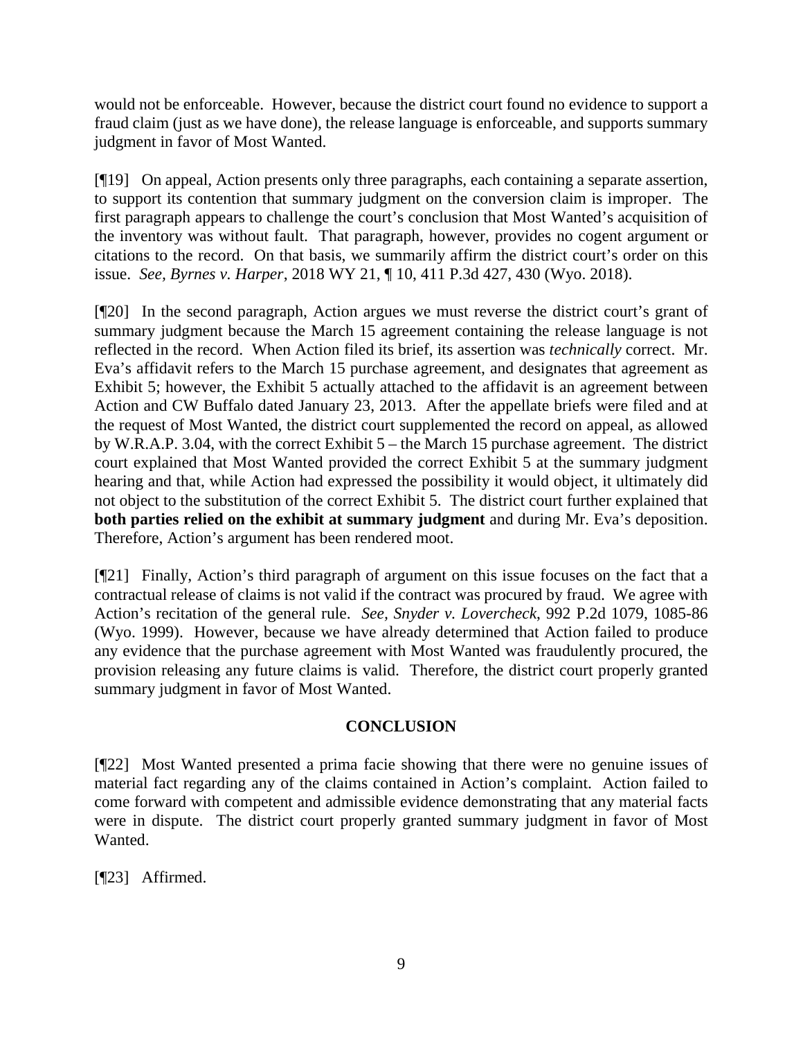would not be enforceable. However, because the district court found no evidence to support a fraud claim (just as we have done), the release language is enforceable, and supports summary judgment in favor of Most Wanted.

[¶19] On appeal, Action presents only three paragraphs, each containing a separate assertion, to support its contention that summary judgment on the conversion claim is improper. The first paragraph appears to challenge the court's conclusion that Most Wanted's acquisition of the inventory was without fault. That paragraph, however, provides no cogent argument or citations to the record. On that basis, we summarily affirm the district court's order on this issue. *See, Byrnes v. Harper*, 2018 WY 21, ¶ 10, 411 P.3d 427, 430 (Wyo. 2018).

[¶20] In the second paragraph, Action argues we must reverse the district court's grant of summary judgment because the March 15 agreement containing the release language is not reflected in the record. When Action filed its brief, its assertion was *technically* correct. Mr. Eva's affidavit refers to the March 15 purchase agreement, and designates that agreement as Exhibit 5; however, the Exhibit 5 actually attached to the affidavit is an agreement between Action and CW Buffalo dated January 23, 2013. After the appellate briefs were filed and at the request of Most Wanted, the district court supplemented the record on appeal, as allowed by W.R.A.P. 3.04, with the correct Exhibit 5 – the March 15 purchase agreement. The district court explained that Most Wanted provided the correct Exhibit 5 at the summary judgment hearing and that, while Action had expressed the possibility it would object, it ultimately did not object to the substitution of the correct Exhibit 5. The district court further explained that **both parties relied on the exhibit at summary judgment** and during Mr. Eva's deposition. Therefore, Action's argument has been rendered moot.

[¶21] Finally, Action's third paragraph of argument on this issue focuses on the fact that a contractual release of claims is not valid if the contract was procured by fraud. We agree with Action's recitation of the general rule. *See, Snyder v. Lovercheck*, 992 P.2d 1079, 1085-86 (Wyo. 1999). However, because we have already determined that Action failed to produce any evidence that the purchase agreement with Most Wanted was fraudulently procured, the provision releasing any future claims is valid. Therefore, the district court properly granted summary judgment in favor of Most Wanted.

## CONCLUSION

[¶22] Most Wanted presented a prima facie showing that there were no genuine issues of material fact regarding any of the claims contained in Action's complaint. Action failed to come forward with competent and admissible evidence demonstrating that any material facts were in dispute. The district court properly granted summary judgment in favor of Most Wanted.

[¶23] Affirmed.